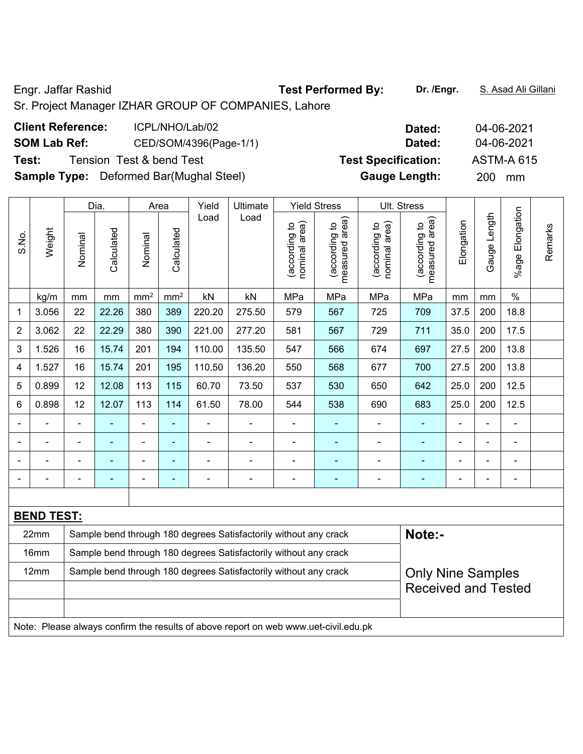Engr. Jaffar Rashid **Test Performed By:** **Dr. /Engr.** S. Asad Ali Gillani

Sr. Project Manager IZHAR GROUP OF COMPANIES, Lahore

**Client Reference:** ICPL/NHO/Lab/02 **Dated:** 04-06-2021

**SOM Lab Ref:** CED/SOM/4396(Page-1/1) **Dated:** 04-06-2021

**Test:** Tension Test & bend Test **Test Specification:** ASTM-A 615

**Sample Type:** Deformed Bar(Mughal Steel) **Gauge Length:** 200 mm

| S.No. | Weight | Dia. | | Area | | Yield Load | Ultimate Load | Yield Stress | | Ult. Stress | | Elongation | Gauge Length | %age Elongation | Remarks |
|---|---|---|---|---|---|---|---|---|---|---|---|---|---|---|---|
| | | Nominal | Calculated | Nominal | Calculated | | | (according to nominal area) | (according to measured area) | (according to nominal area) | (according to measured area) | | | | |
| | kg/m | mm | mm | $mm^2$ | $mm^2$ | kN | kN | MPa | MPa | MPa | MPa | mm | mm | % | |
| 1 | 3.056 | 22 | 22.26 | 380 | 389 | 220.20 | 275.50 | 579 | 567 | 725 | 709 | 37.5 | 200 | 18.8 | |
| 2 | 3.062 | 22 | 22.29 | 380 | 390 | 221.00 | 277.20 | 581 | 567 | 729 | 711 | 35.0 | 200 | 17.5 | |
| 3 | 1.526 | 16 | 15.74 | 201 | 194 | 110.00 | 135.50 | 547 | 566 | 674 | 697 | 27.5 | 200 | 13.8 | |
| 4 | 1.527 | 16 | 15.74 | 201 | 195 | 110.50 | 136.20 | 550 | 568 | 677 | 700 | 27.5 | 200 | 13.8 | |
| 5 | 0.899 | 12 | 12.08 | 113 | 115 | 60.70 | 73.50 | 537 | 530 | 650 | 642 | 25.0 | 200 | 12.5 | |
| 6 | 0.898 | 12 | 12.07 | 113 | 114 | 61.50 | 78.00 | 544 | 538 | 690 | 683 | 25.0 | 200 | 12.5 | |
| - | - | - | - | - | - | - | - | - | - | - | - | - | - | - | |
| - | - | - | - | - | - | - | - | - | - | - | - | - | - | - | |
| - | - | - | - | - | - | - | - | - | - | - | - | - | - | - | |
| - | - | - | - | - | - | - | - | - | - | - | - | - | - | - | |

**BEND TEST:**

| | | |
|---|---|---|
| 22mm | Sample bend through 180 degrees Satisfactorily without any crack | **Note:-** |
| 16mm | Sample bend through 180 degrees Satisfactorily without any crack | |
| 12mm | Sample bend through 180 degrees Satisfactorily without any crack | Only Nine Samples Received and Tested |

Note: Please always confirm the results of above report on web www.uet-civil.edu.pk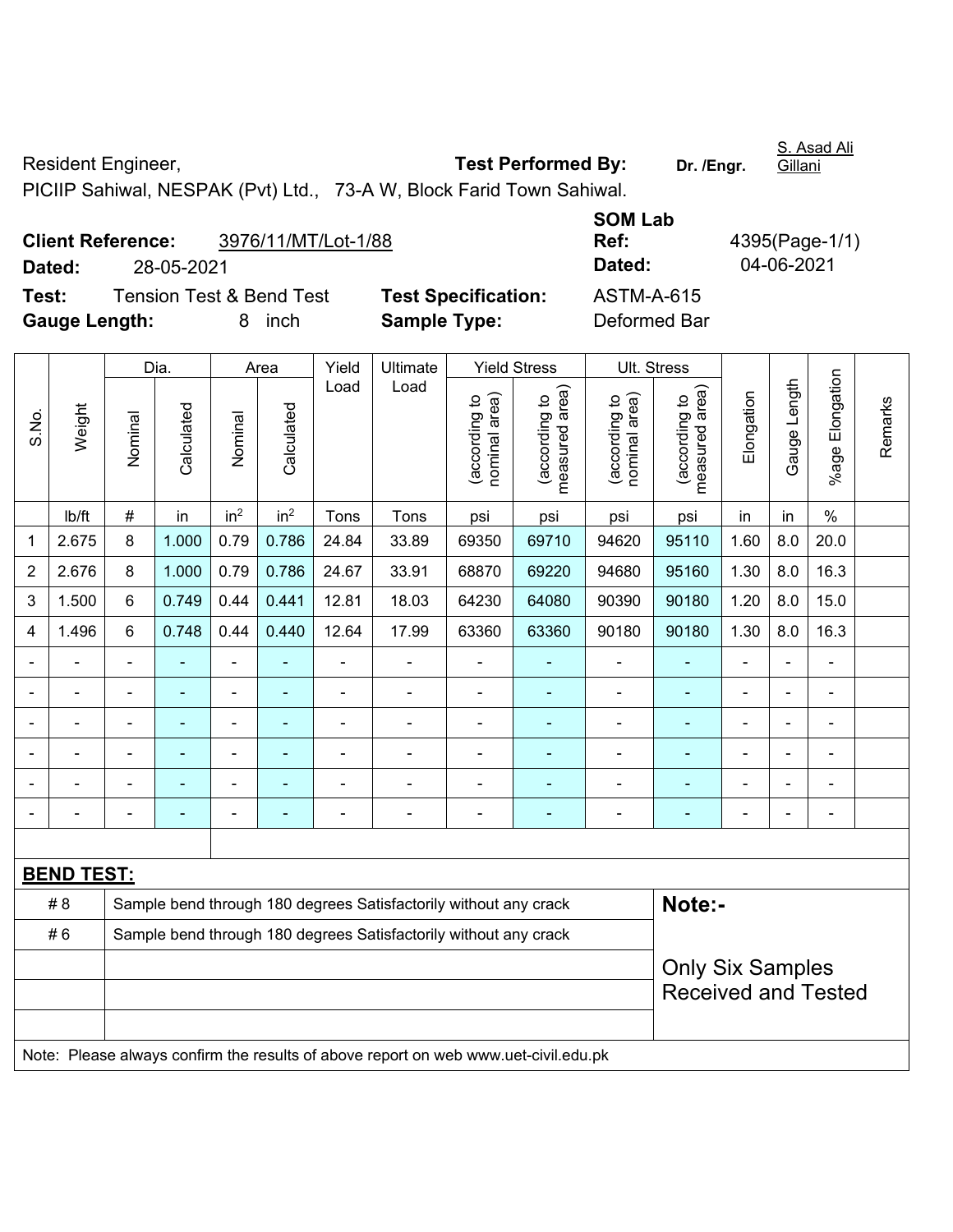Resident Engineer, **Test Performed By:** **Dr. /Engr.** S. Asad Ali Gillani

PICIIP Sahiwal, NESPAK (Pvt) Ltd., 73-A W, Block Farid Town Sahiwal.

**Client Reference:** 3976/11/MT/Lot-1/88 **SOM Lab Ref:** 4395(Page-1/1)

**Dated:** 28-05-2021 **Dated:** 04-06-2021

**Test:** Tension Test & Bend Test **Test Specification:** ASTM-A-615

**Gauge Length:** 8 inch **Sample Type:** Deformed Bar

| S.No. | Weight | Dia. | | Area | | Yield Load | Ultimate Load | Yield Stress | | Ult. Stress | | Elongation | Gauge Length | %age Elongation | Remarks |
|---|---|---|---|---|---|---|---|---|---|---|---|---|---|---|---|
| | | Nominal | Calculated | Nominal | Calculated | | | (according to nominal area) | (according to measured area) | (according to nominal area) | (according to measured area) | | | | |
| | lb/ft | # | in | in² | in² | Tons | Tons | psi | psi | psi | psi | in | in | % | |
| 1 | 2.675 | 8 | 1.000 | 0.79 | 0.786 | 24.84 | 33.89 | 69350 | 69710 | 94620 | 95110 | 1.60 | 8.0 | 20.0 | |
| 2 | 2.676 | 8 | 1.000 | 0.79 | 0.786 | 24.67 | 33.91 | 68870 | 69220 | 94680 | 95160 | 1.30 | 8.0 | 16.3 | |
| 3 | 1.500 | 6 | 0.749 | 0.44 | 0.441 | 12.81 | 18.03 | 64230 | 64080 | 90390 | 90180 | 1.20 | 8.0 | 15.0 | |
| 4 | 1.496 | 6 | 0.748 | 0.44 | 0.440 | 12.64 | 17.99 | 63360 | 63360 | 90180 | 90180 | 1.30 | 8.0 | 16.3 | |
| - | - | - | - | - | - | - | - | - | - | - | - | - | - | - | |
| - | - | - | - | - | - | - | - | - | - | - | - | - | - | - | |
| - | - | - | - | - | - | - | - | - | - | - | - | - | - | - | |
| - | - | - | - | - | - | - | - | - | - | - | - | - | - | - | |
| - | - | - | - | - | - | - | - | - | - | - | - | - | - | - | |
| - | - | - | - | - | - | - | - | - | - | - | - | - | - | - | |

**BEND TEST:**

| | | |
|---|---|---|
| # 8 | Sample bend through 180 degrees Satisfactorily without any crack | **Note:-** |
| # 6 | Sample bend through 180 degrees Satisfactorily without any crack | Only Six Samples Received and Tested |

Note: Please always confirm the results of above report on web www.uet-civil.edu.pk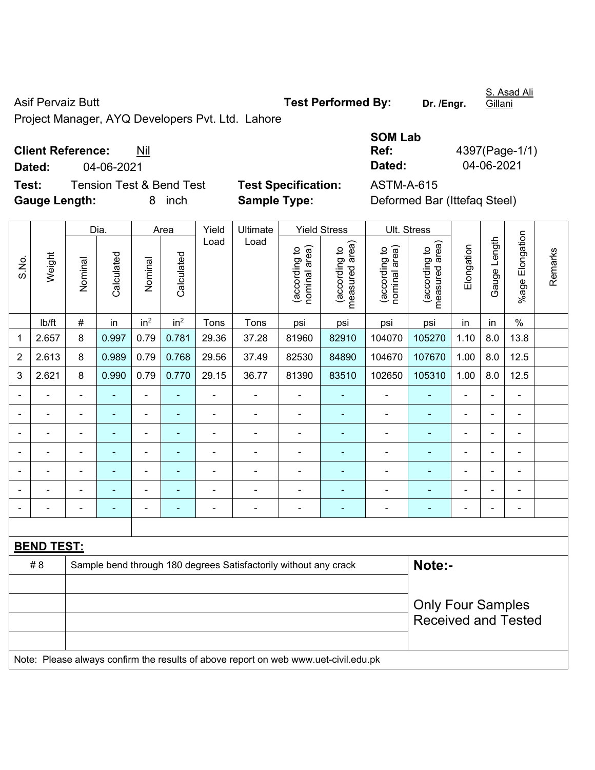Asif Pervaiz Butt

Project Manager, AYQ Developers Pvt. Ltd. Lahore

**Test Performed By:** Dr. /Engr. S. Asad Ali Gillani

**Client Reference:** Nil

**Dated:** 04-06-2021

**SOM Lab Ref:** 4397(Page-1/1)

**Dated:** 04-06-2021

**Test:** Tension Test & Bend Test

**Test Specification:** ASTM-A-615

**Gauge Length:** 8 inch

**Sample Type:** Deformed Bar (Ittefaq Steel)

| S.No. | Weight | Dia. | | Area | | Yield Load | Ultimate Load | Yield Stress | | Ult. Stress | | Elongation | Gauge Length | %age Elongation | Remarks |
|---|---|---|---|---|---|---|---|---|---|---|---|---|---|---|---|
| | | Nominal | Calculated | Nominal | Calculated | | | (according to nominal area) | (according to measured area) | (according to nominal area) | (according to measured area) | | | | |
| | lb/ft | # | in | $in^2$ | $in^2$ | Tons | Tons | psi | psi | psi | psi | in | in | % | |
| 1 | 2.657 | 8 | 0.997 | 0.79 | 0.781 | 29.36 | 37.28 | 81960 | 82910 | 104070 | 105270 | 1.10 | 8.0 | 13.8 | |
| 2 | 2.613 | 8 | 0.989 | 0.79 | 0.768 | 29.56 | 37.49 | 82530 | 84890 | 104670 | 107670 | 1.00 | 8.0 | 12.5 | |
| 3 | 2.621 | 8 | 0.990 | 0.79 | 0.770 | 29.15 | 36.77 | 81390 | 83510 | 102650 | 105310 | 1.00 | 8.0 | 12.5 | |
| - | - | - | - | - | - | - | - | - | - | - | - | - | - | - | |
| - | - | - | - | - | - | - | - | - | - | - | - | - | - | - | |
| - | - | - | - | - | - | - | - | - | - | - | - | - | - | - | |
| - | - | - | - | - | - | - | - | - | - | - | - | - | - | - | |
| - | - | - | - | - | - | - | - | - | - | - | - | - | - | - | |
| - | - | - | - | - | - | - | - | - | - | - | - | - | - | - | |
| - | - | - | - | - | - | - | - | - | - | - | - | - | - | - | |

**BEND TEST:**

| | |
|---|---|
| # 8 | Sample bend through 180 degrees Satisfactorily without any crack |

**Note:-**

Only Four Samples Received and Tested

Note: Please always confirm the results of above report on web www.uet-civil.edu.pk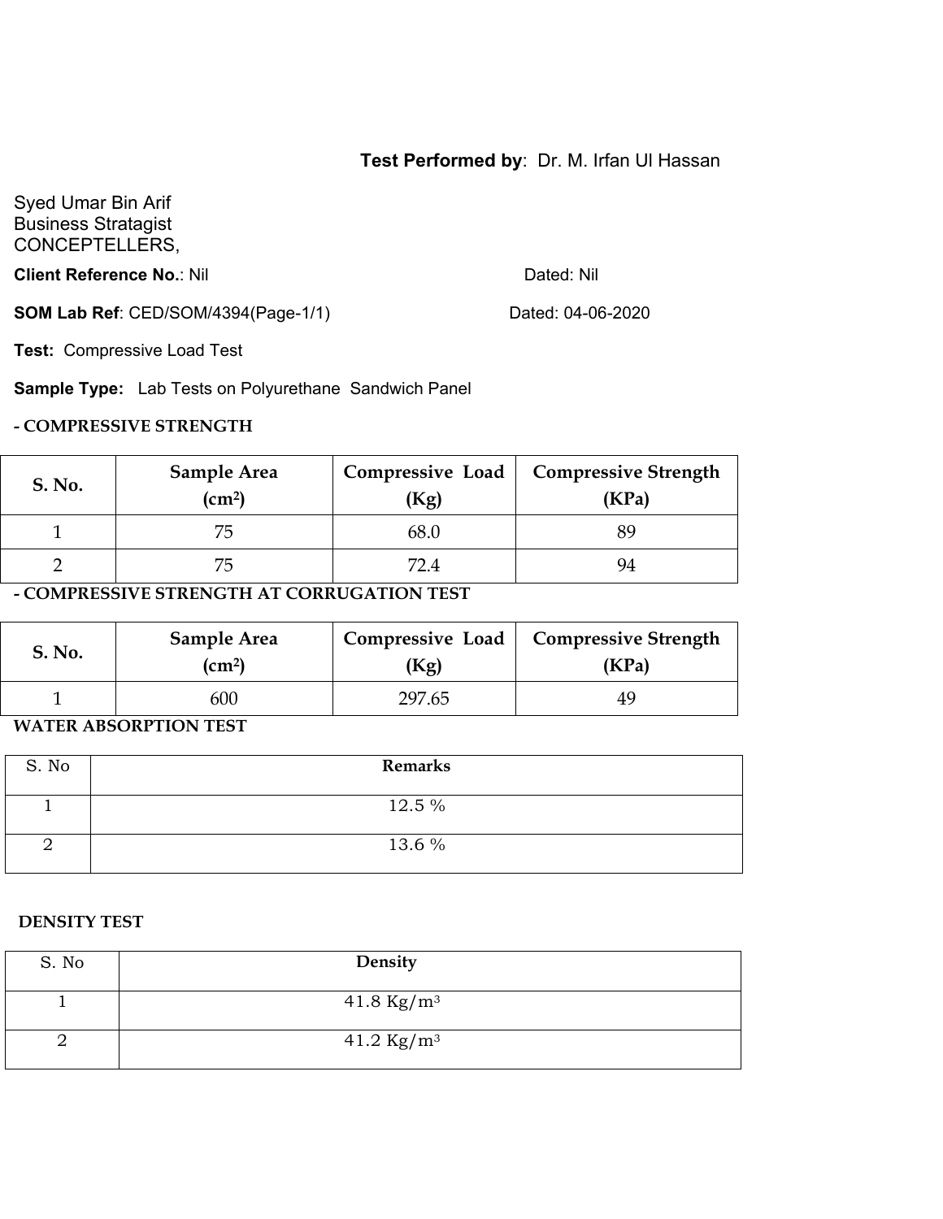**Test Performed by**: Dr. M. Irfan Ul Hassan

Syed Umar Bin Arif
Business Stratagist
CONCEPTELLERS,

**Client Reference No.**: Nil Dated: Nil

**SOM Lab Ref**: CED/SOM/4394(Page-1/1) Dated: 04-06-2020

**Test:** Compressive Load Test

**Sample Type:** Lab Tests on Polyurethane Sandwich Panel

**- COMPRESSIVE STRENGTH**

| S. No. | Sample Area ($cm^2$) | Compressive Load (Kg) | Compressive Strength (KPa) |
|---|---|---|---|
| 1 | 75 | 68.0 | 89 |
| 2 | 75 | 72.4 | 94 |

**- COMPRESSIVE STRENGTH AT CORRUGATION TEST**

| S. No. | Sample Area ($cm^2$) | Compressive Load (Kg) | Compressive Strength (KPa) |
|---|---|---|---|
| 1 | 600 | 297.65 | 49 |

**WATER ABSORPTION TEST**

| S. No | Remarks |
|---|---|
| 1 | 12.5 % |
| 2 | 13.6 % |

**DENSITY TEST**

| S. No | Density |
|---|---|
| 1 | 41.8 $Kg/m^3$ |
| 2 | 41.2 $Kg/m^3$ |